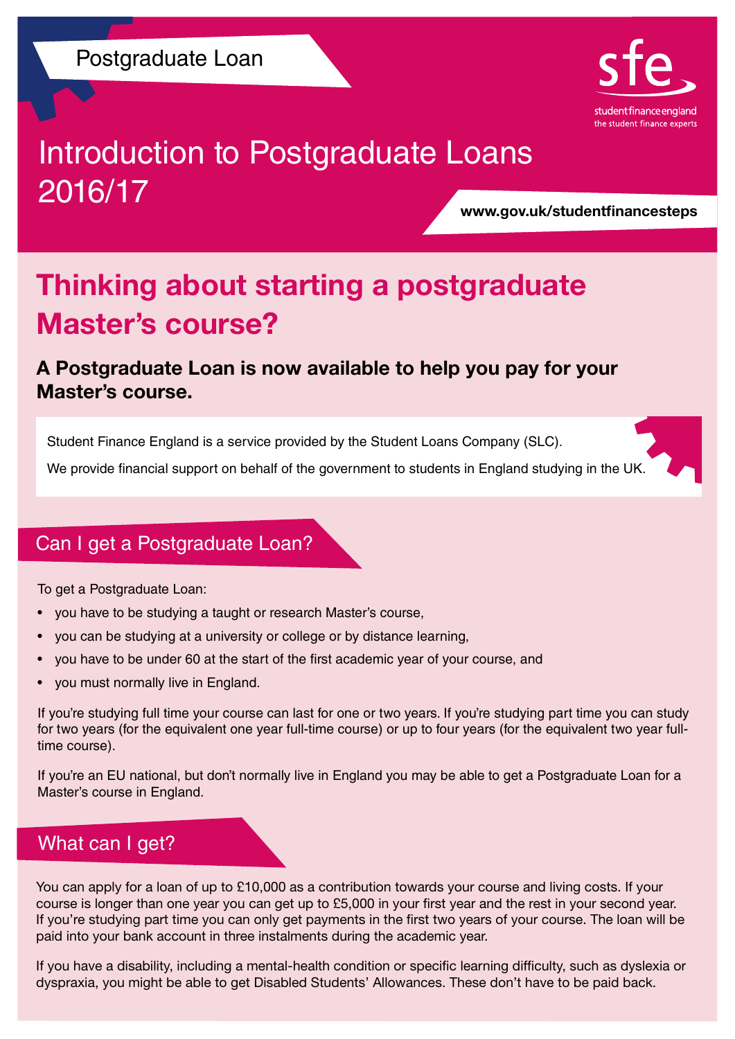Postgraduate Loan

student finance england
the student finance experts

# Introduction to Postgraduate Loans 2016/17

**www.gov.uk/studentfinancesteps**

## Thinking about starting a postgraduate Master's course?

### A Postgraduate Loan is now available to help you pay for your Master's course.

Student Finance England is a service provided by the Student Loans Company (SLC).

We provide financial support on behalf of the government to students in England studying in the UK.

## Can I get a Postgraduate Loan?

To get a Postgraduate Loan:

- you have to be studying a taught or research Master's course,
- you can be studying at a university or college or by distance learning,
- you have to be under 60 at the start of the first academic year of your course, and
- you must normally live in England.

If you're studying full time your course can last for one or two years. If you're studying part time you can study for two years (for the equivalent one year full-time course) or up to four years (for the equivalent two year full-time course).

If you're an EU national, but don't normally live in England you may be able to get a Postgraduate Loan for a Master's course in England.

## What can I get?

You can apply for a loan of up to £10,000 as a contribution towards your course and living costs. If your course is longer than one year you can get up to £5,000 in your first year and the rest in your second year. If you're studying part time you can only get payments in the first two years of your course. The loan will be paid into your bank account in three instalments during the academic year.

If you have a disability, including a mental-health condition or specific learning difficulty, such as dyslexia or dyspraxia, you might be able to get Disabled Students' Allowances. These don't have to be paid back.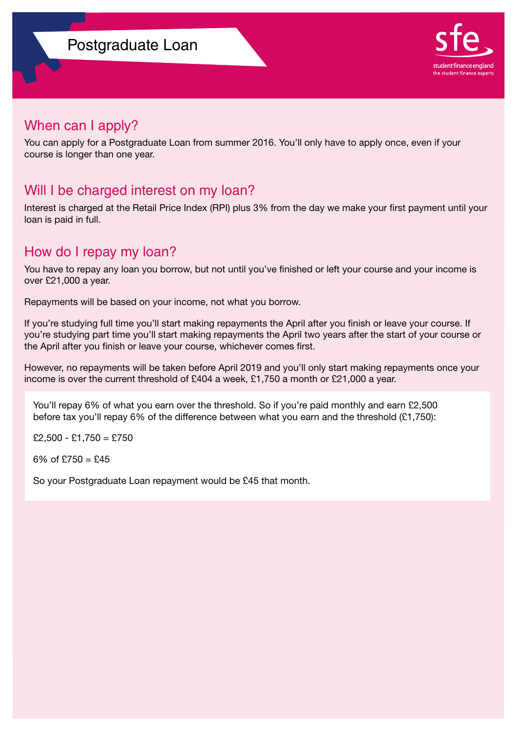# Postgraduate Loan

## When can I apply?

You can apply for a Postgraduate Loan from summer 2016. You'll only have to apply once, even if your course is longer than one year.

## Will I be charged interest on my loan?

Interest is charged at the Retail Price Index (RPI) plus 3% from the day we make your first payment until your loan is paid in full.

## How do I repay my loan?

You have to repay any loan you borrow, but not until you've finished or left your course and your income is over £21,000 a year.

Repayments will be based on your income, not what you borrow.

If you're studying full time you'll start making repayments the April after you finish or leave your course. If you're studying part time you'll start making repayments the April two years after the start of your course or the April after you finish or leave your course, whichever comes first.

However, no repayments will be taken before April 2019 and you'll only start making repayments once your income is over the current threshold of £404 a week, £1,750 a month or £21,000 a year.

You'll repay 6% of what you earn over the threshold. So if you're paid monthly and earn £2,500 before tax you'll repay 6% of the difference between what you earn and the threshold (£1,750):

£2,500 - £1,750 = £750

6% of £750 = £45

So your Postgraduate Loan repayment would be £45 that month.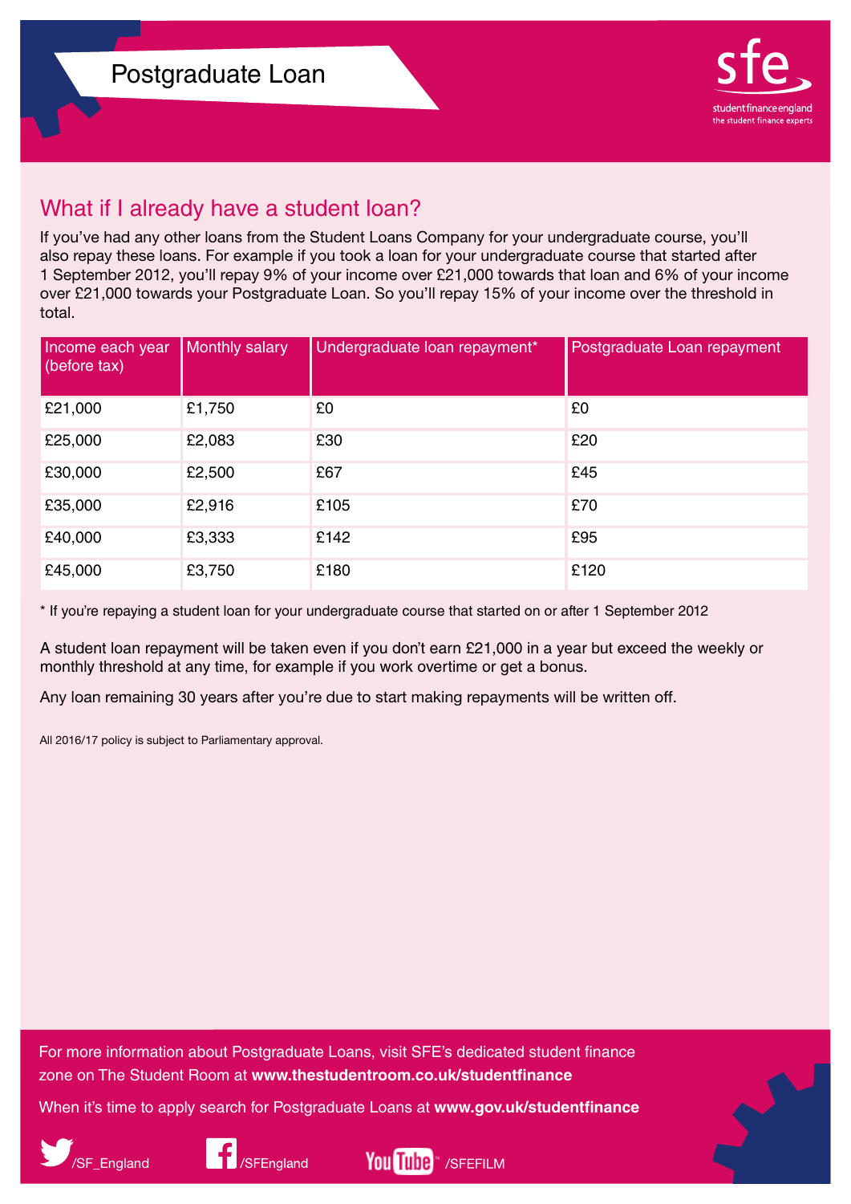# Postgraduate Loan

## What if I already have a student loan?

If you've had any other loans from the Student Loans Company for your undergraduate course, you'll also repay these loans. For example if you took a loan for your undergraduate course that started after 1 September 2012, you'll repay 9% of your income over £21,000 towards that loan and 6% of your income over £21,000 towards your Postgraduate Loan. So you'll repay 15% of your income over the threshold in total.

| Income each year (before tax) | Monthly salary | Undergraduate loan repayment* | Postgraduate Loan repayment |
|---|---|---|---|
| £21,000 | £1,750 | £0 | £0 |
| £25,000 | £2,083 | £30 | £20 |
| £30,000 | £2,500 | £67 | £45 |
| £35,000 | £2,916 | £105 | £70 |
| £40,000 | £3,333 | £142 | £95 |
| £45,000 | £3,750 | £180 | £120 |

\* If you're repaying a student loan for your undergraduate course that started on or after 1 September 2012

A student loan repayment will be taken even if you don't earn £21,000 in a year but exceed the weekly or monthly threshold at any time, for example if you work overtime or get a bonus.

Any loan remaining 30 years after you're due to start making repayments will be written off.

All 2016/17 policy is subject to Parliamentary approval.

For more information about Postgraduate Loans, visit SFE's dedicated student finance zone on The Student Room at **www.thestudentroom.co.uk/studentfinance**

When it's time to apply search for Postgraduate Loans at **www.gov.uk/studentfinance**

/SF_England /SFEngland /SFEFILM